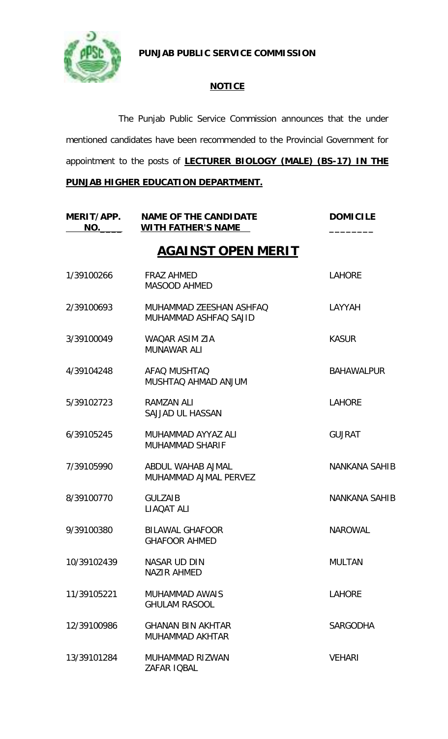**PUNJAB PUBLIC SERVICE COMMISSION**

**NOTICE**

The Punjab Public Service Commission announces that the under mentioned candidates have been recommended to the Provincial Government for appointment to the posts of **LECTURER BIOLOGY (MALE) (BS-17) IN THE PUNJAB HIGHER EDUCATION DEPARTMENT.**

## AGAINST OPEN MERIT

| MERIT/APP. NO. | NAME OF THE CANDIDATE WITH FATHER'S NAME | DOMICILE |
|---|---|---|
| 1/39100266 | FRAZ AHMED<br>MASOOD AHMED | LAHORE |
| 2/39100693 | MUHAMMAD ZEESHAN ASHFAQ<br>MUHAMMAD ASHFAQ SAJID | LAYYAH |
| 3/39100049 | WAQAR ASIM ZIA<br>MUNAWAR ALI | KASUR |
| 4/39104248 | AFAQ MUSHTAQ<br>MUSHTAQ AHMAD ANJUM | BAHAWALPUR |
| 5/39102723 | RAMZAN ALI<br>SAJJAD UL HASSAN | LAHORE |
| 6/39105245 | MUHAMMAD AYYAZ ALI<br>MUHAMMAD SHARIF | GUJRAT |
| 7/39105990 | ABDUL WAHAB AJMAL<br>MUHAMMAD AJMAL PERVEZ | NANKANA SAHIB |
| 8/39100770 | GULZAIB<br>LIAQAT ALI | NANKANA SAHIB |
| 9/39100380 | BILAWAL GHAFOOR<br>GHAFOOR AHMED | NAROWAL |
| 10/39102439 | NASAR UD DIN<br>NAZIR AHMED | MULTAN |
| 11/39105221 | MUHAMMAD AWAIS<br>GHULAM RASOOL | LAHORE |
| 12/39100986 | GHANAN BIN AKHTAR<br>MUHAMMAD AKHTAR | SARGODHA |
| 13/39101284 | MUHAMMAD RIZWAN<br>ZAFAR IQBAL | VEHARI |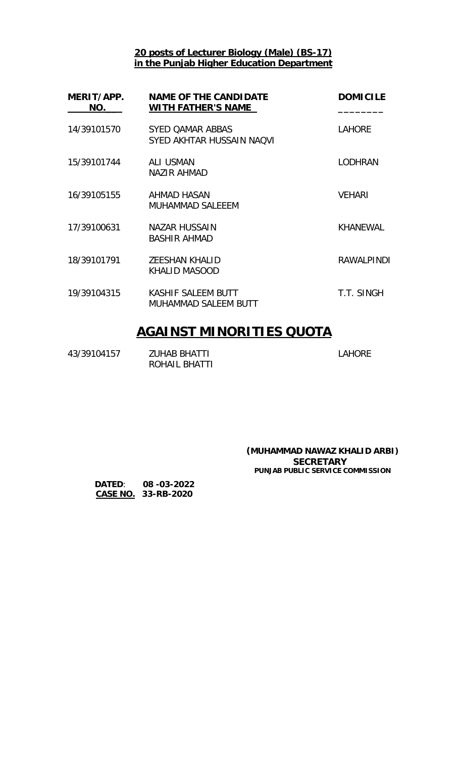**20 posts of Lecturer Biology (Male) (BS-17)**
**in the Punjab Higher Education Department**

| MERIT/APP. NO. | NAME OF THE CANDIDATE WITH FATHER'S NAME | DOMICILE |
|---|---|---|
| 14/39101570 | SYED QAMAR ABBAS<br>SYED AKHTAR HUSSAIN NAQVI | LAHORE |
| 15/39101744 | ALI USMAN<br>NAZIR AHMAD | LODHRAN |
| 16/39105155 | AHMAD HASAN<br>MUHAMMAD SALEEEM | VEHARI |
| 17/39100631 | NAZAR HUSSAIN<br>BASHIR AHMAD | KHANEWAL |
| 18/39101791 | ZEESHAN KHALID<br>KHALID MASOOD | RAWALPINDI |
| 19/39104315 | KASHIF SALEEM BUTT<br>MUHAMMAD SALEEM BUTT | T.T. SINGH |

## AGAINST MINORITIES QUOTA

| | | |
|---|---|---|
| 43/39104157 | ZUHAB BHATTI<br>ROHAIL BHATTI | LAHORE |

**(MUHAMMAD NAWAZ KHALID ARBI)**
**SECRETARY**
**PUNJAB PUBLIC SERVICE COMMISSION**

**DATED**: **08 -03-2022**
**CASE NO. 33-RB-2020**